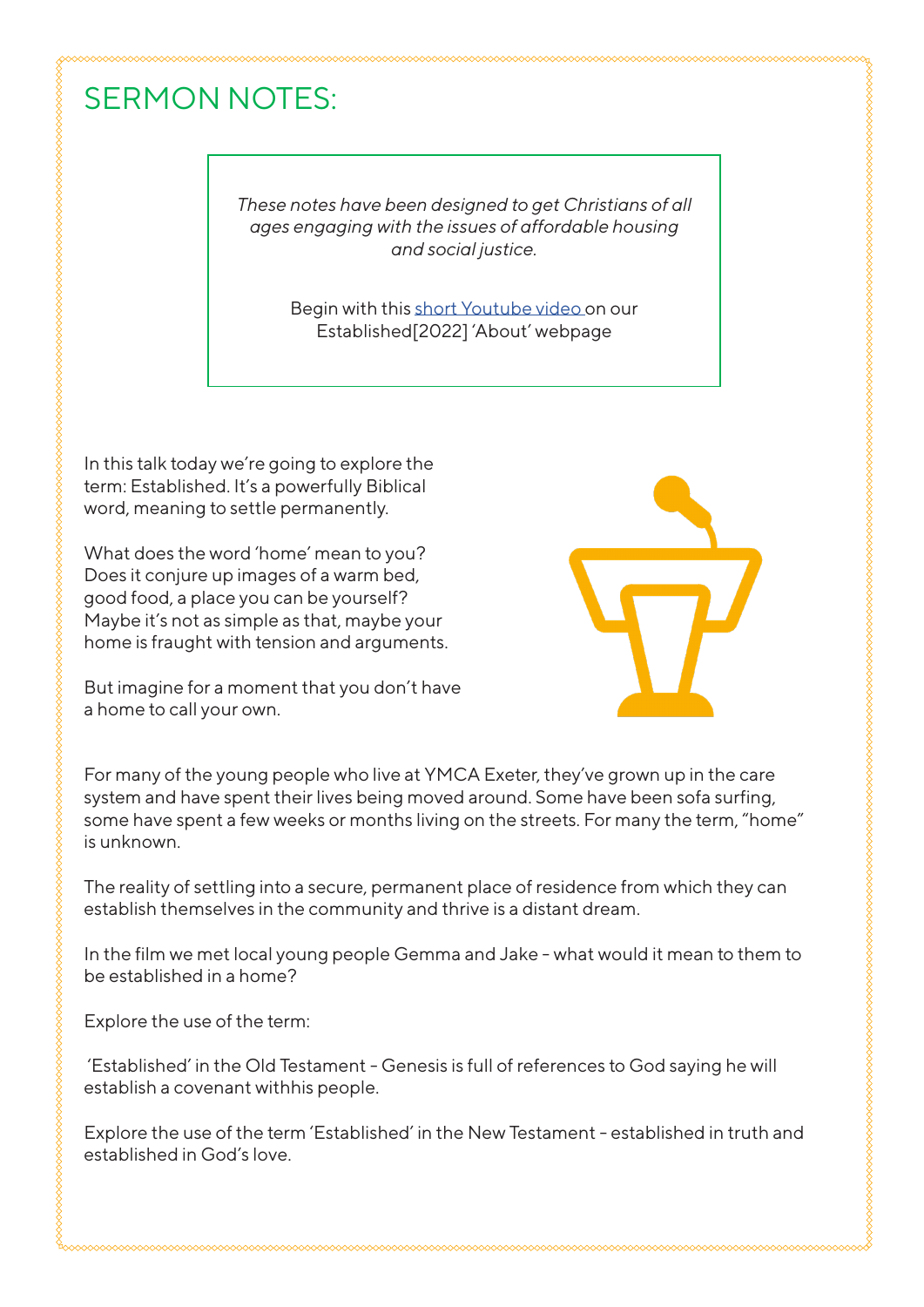# SERMON NOTES:

*These notes have been designed to get Christians of all ages engaging with the issues of affordable housing and social justice.*

Begin with this short Youtube video on our Established[2022] 'About' webpage

In this talk today we're going to explore the term: Established. It's a powerfully Biblical word, meaning to settle permanently.

What does the word 'home' mean to you? Does it conjure up images of a warm bed, good food, a place you can be yourself? Maybe it's not as simple as that, maybe your home is fraught with tension and arguments.

But imagine for a moment that you don't have a home to call your own.

For many of the young people who live at YMCA Exeter, they've grown up in the care system and have spent their lives being moved around. Some have been sofa surfing, some have spent a few weeks or months living on the streets. For many the term, "home" is unknown.

The reality of settling into a secure, permanent place of residence from which they can establish themselves in the community and thrive is a distant dream.

In the film we met local young people Gemma and Jake - what would it mean to them to be established in a home?

Explore the use of the term:

'Established' in the Old Testament - Genesis is full of references to God saying he will establish a covenant withhis people.

Explore the use of the term 'Established' in the New Testament - established in truth and established in God's love.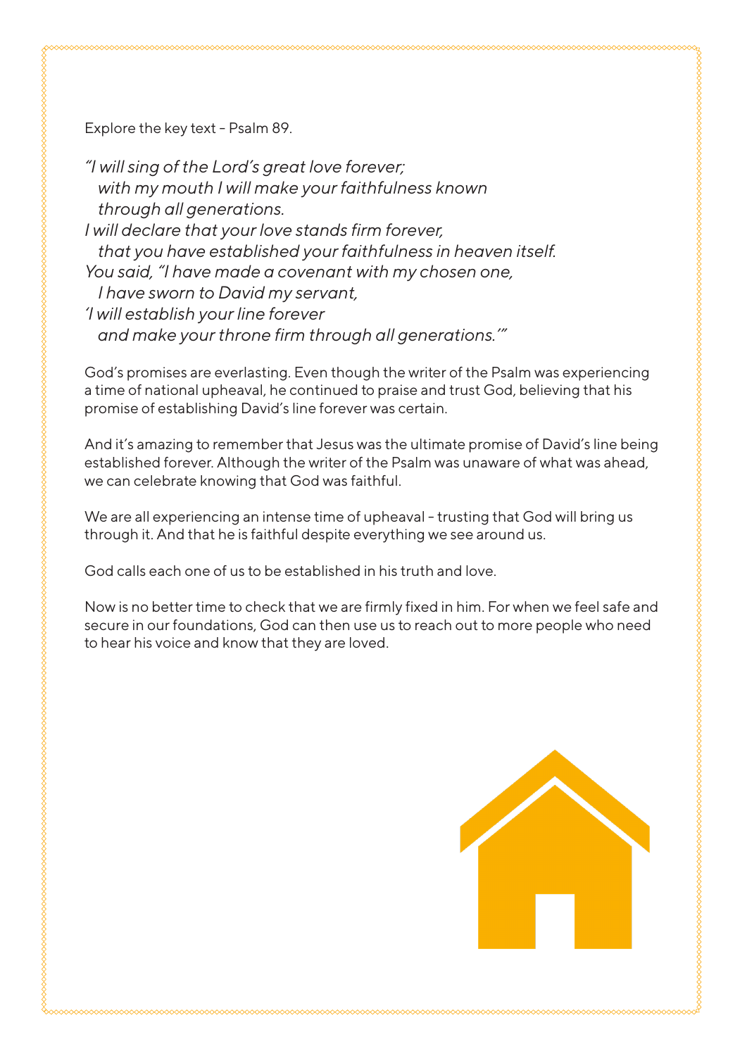Explore the key text - Psalm 89.

*"I will sing of the Lord's great love forever;*  
*with my mouth I will make your faithfulness known*  
*through all generations.*  
*I will declare that your love stands firm forever,*  
*that you have established your faithfulness in heaven itself.*  
*You said, "I have made a covenant with my chosen one,*  
*I have sworn to David my servant,*  
*'I will establish your line forever*  
*and make your throne firm through all generations.'"*

God's promises are everlasting. Even though the writer of the Psalm was experiencing a time of national upheaval, he continued to praise and trust God, believing that his promise of establishing David's line forever was certain.

And it's amazing to remember that Jesus was the ultimate promise of David's line being established forever. Although the writer of the Psalm was unaware of what was ahead, we can celebrate knowing that God was faithful.

We are all experiencing an intense time of upheaval - trusting that God will bring us through it. And that he is faithful despite everything we see around us.

God calls each one of us to be established in his truth and love.

Now is no better time to check that we are firmly fixed in him. For when we feel safe and secure in our foundations, God can then use us to reach out to more people who need to hear his voice and know that they are loved.